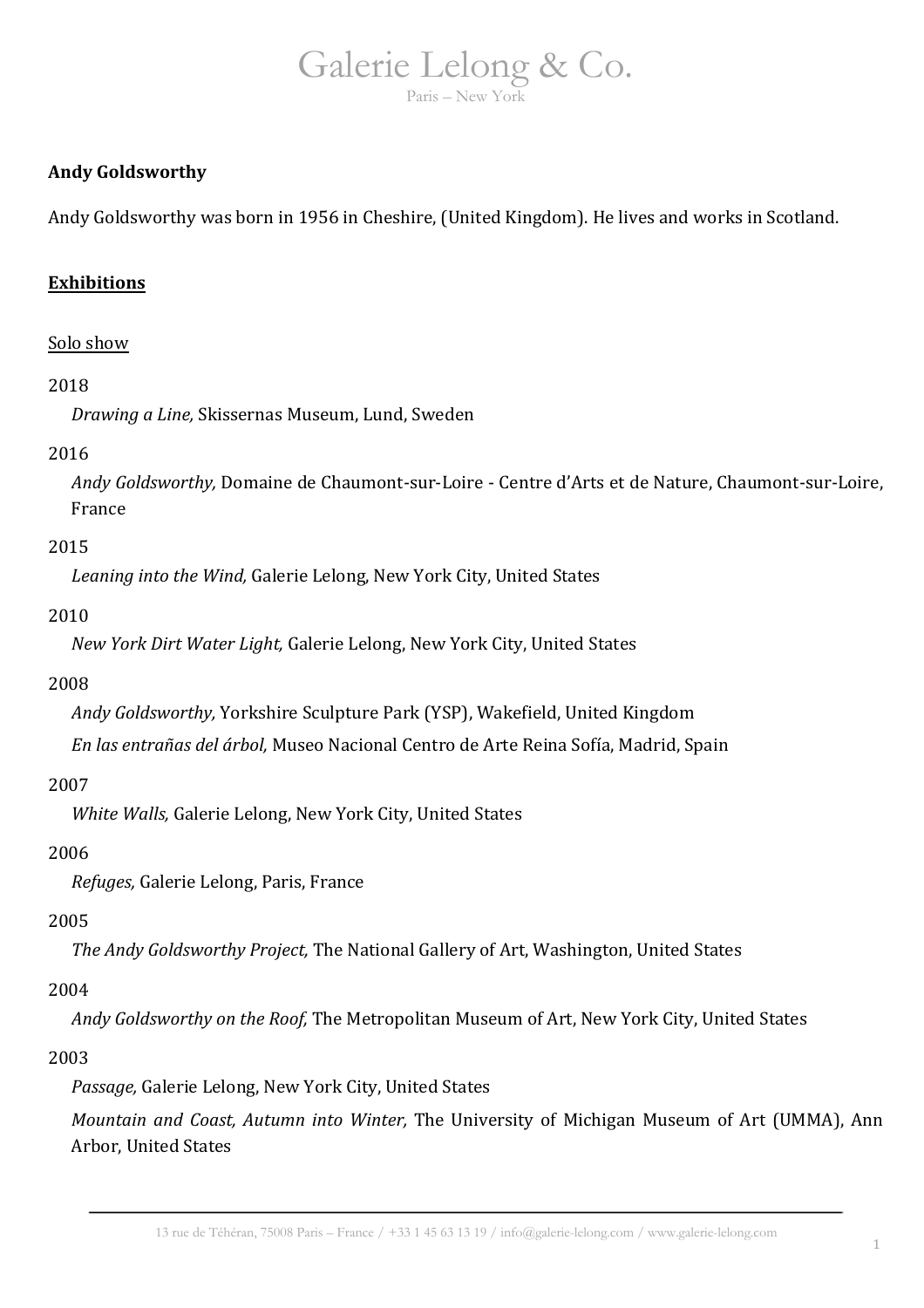**Andy Goldsworthy**

Andy Goldsworthy was born in 1956 in Cheshire, (United Kingdom). He lives and works in Scotland.

## Exhibitions

### Solo show

2018

*Drawing a Line,* Skissernas Museum, Lund, Sweden

2016

*Andy Goldsworthy,* Domaine de Chaumont-sur-Loire - Centre d'Arts et de Nature, Chaumont-sur-Loire, France

2015

*Leaning into the Wind,* Galerie Lelong, New York City, United States

2010

*New York Dirt Water Light,* Galerie Lelong, New York City, United States

2008

*Andy Goldsworthy,* Yorkshire Sculpture Park (YSP), Wakefield, United Kingdom

*En las entrañas del árbol,* Museo Nacional Centro de Arte Reina Sofía, Madrid, Spain

2007

*White Walls,* Galerie Lelong, New York City, United States

2006

*Refuges,* Galerie Lelong, Paris, France

2005

*The Andy Goldsworthy Project,* The National Gallery of Art, Washington, United States

2004

*Andy Goldsworthy on the Roof,* The Metropolitan Museum of Art, New York City, United States

2003

*Passage,* Galerie Lelong, New York City, United States

*Mountain and Coast, Autumn into Winter,* The University of Michigan Museum of Art (UMMA), Ann Arbor, United States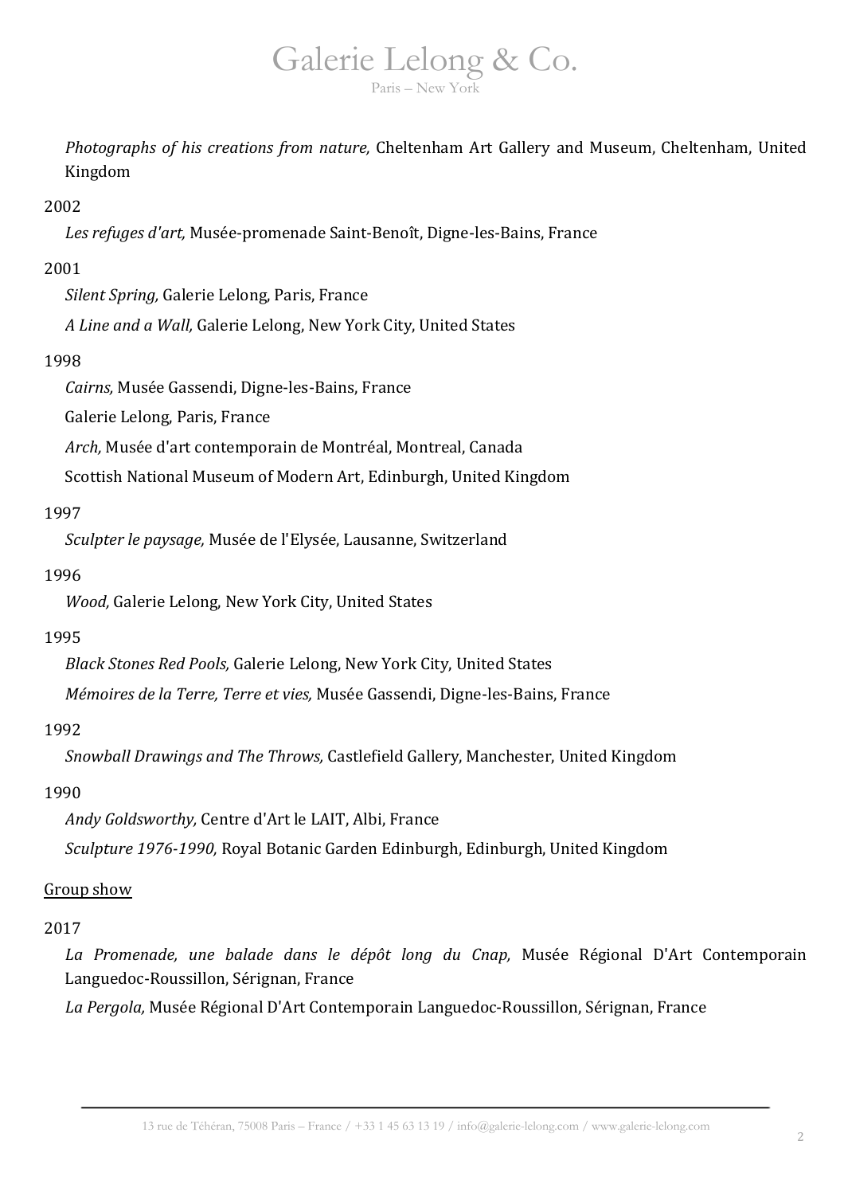*Photographs of his creations from nature,* Cheltenham Art Gallery and Museum, Cheltenham, United Kingdom

2002

*Les refuges d'art,* Musée-promenade Saint-Benoît, Digne-les-Bains, France

2001

*Silent Spring,* Galerie Lelong, Paris, France

*A Line and a Wall,* Galerie Lelong, New York City, United States

1998

*Cairns,* Musée Gassendi, Digne-les-Bains, France

Galerie Lelong, Paris, France

*Arch,* Musée d'art contemporain de Montréal, Montreal, Canada

Scottish National Museum of Modern Art, Edinburgh, United Kingdom

1997

*Sculpter le paysage,* Musée de l'Elysée, Lausanne, Switzerland

1996

*Wood,* Galerie Lelong, New York City, United States

1995

*Black Stones Red Pools,* Galerie Lelong, New York City, United States

*Mémoires de la Terre, Terre et vies,* Musée Gassendi, Digne-les-Bains, France

1992

*Snowball Drawings and The Throws,* Castlefield Gallery, Manchester, United Kingdom

1990

*Andy Goldsworthy,* Centre d'Art le LAIT, Albi, France

*Sculpture 1976-1990,* Royal Botanic Garden Edinburgh, Edinburgh, United Kingdom

## Group show

2017

*La Promenade, une balade dans le dépôt long du Cnap,* Musée Régional D'Art Contemporain Languedoc-Roussillon, Sérignan, France

*La Pergola,* Musée Régional D'Art Contemporain Languedoc-Roussillon, Sérignan, France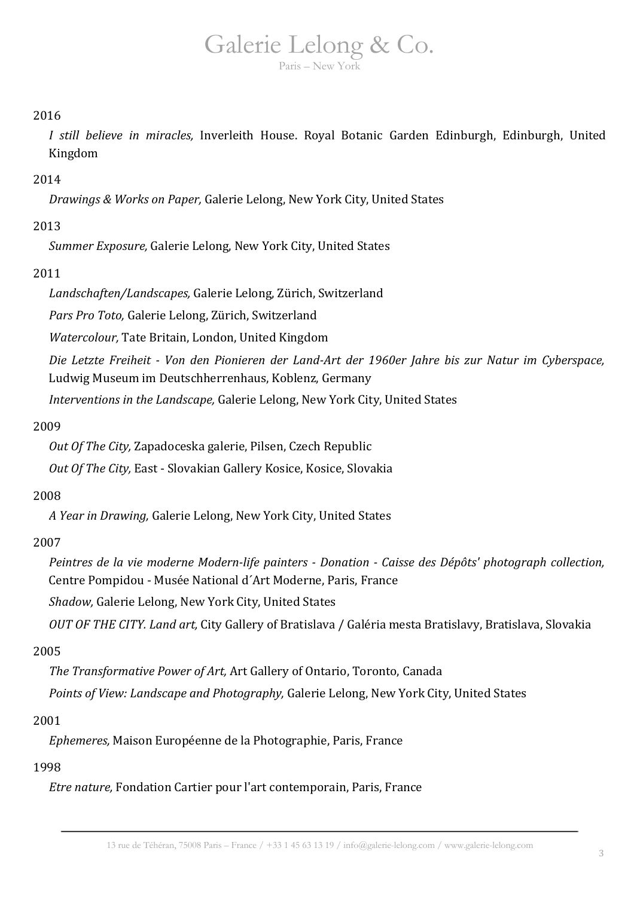2016

*I still believe in miracles,* Inverleith House. Royal Botanic Garden Edinburgh, Edinburgh, United Kingdom

2014

*Drawings & Works on Paper,* Galerie Lelong, New York City, United States

2013

*Summer Exposure,* Galerie Lelong, New York City, United States

2011

*Landschaften/Landscapes,* Galerie Lelong, Zürich, Switzerland

*Pars Pro Toto,* Galerie Lelong, Zürich, Switzerland

*Watercolour,* Tate Britain, London, United Kingdom

*Die Letzte Freiheit - Von den Pionieren der Land-Art der 1960er Jahre bis zur Natur im Cyberspace,* Ludwig Museum im Deutschherrenhaus, Koblenz, Germany

*Interventions in the Landscape,* Galerie Lelong, New York City, United States

2009

*Out Of The City,* Zapadoceska galerie, Pilsen, Czech Republic

*Out Of The City,* East - Slovakian Gallery Kosice, Kosice, Slovakia

2008

*A Year in Drawing,* Galerie Lelong, New York City, United States

2007

*Peintres de la vie moderne Modern-life painters - Donation - Caisse des Dépôts' photograph collection,* Centre Pompidou - Musée National d´Art Moderne, Paris, France

*Shadow,* Galerie Lelong, New York City, United States

*OUT OF THE CITY. Land art,* City Gallery of Bratislava / Galéria mesta Bratislavy, Bratislava, Slovakia

2005

*The Transformative Power of Art,* Art Gallery of Ontario, Toronto, Canada

*Points of View: Landscape and Photography,* Galerie Lelong, New York City, United States

2001

*Ephemeres,* Maison Européenne de la Photographie, Paris, France

1998

*Etre nature,* Fondation Cartier pour l'art contemporain, Paris, France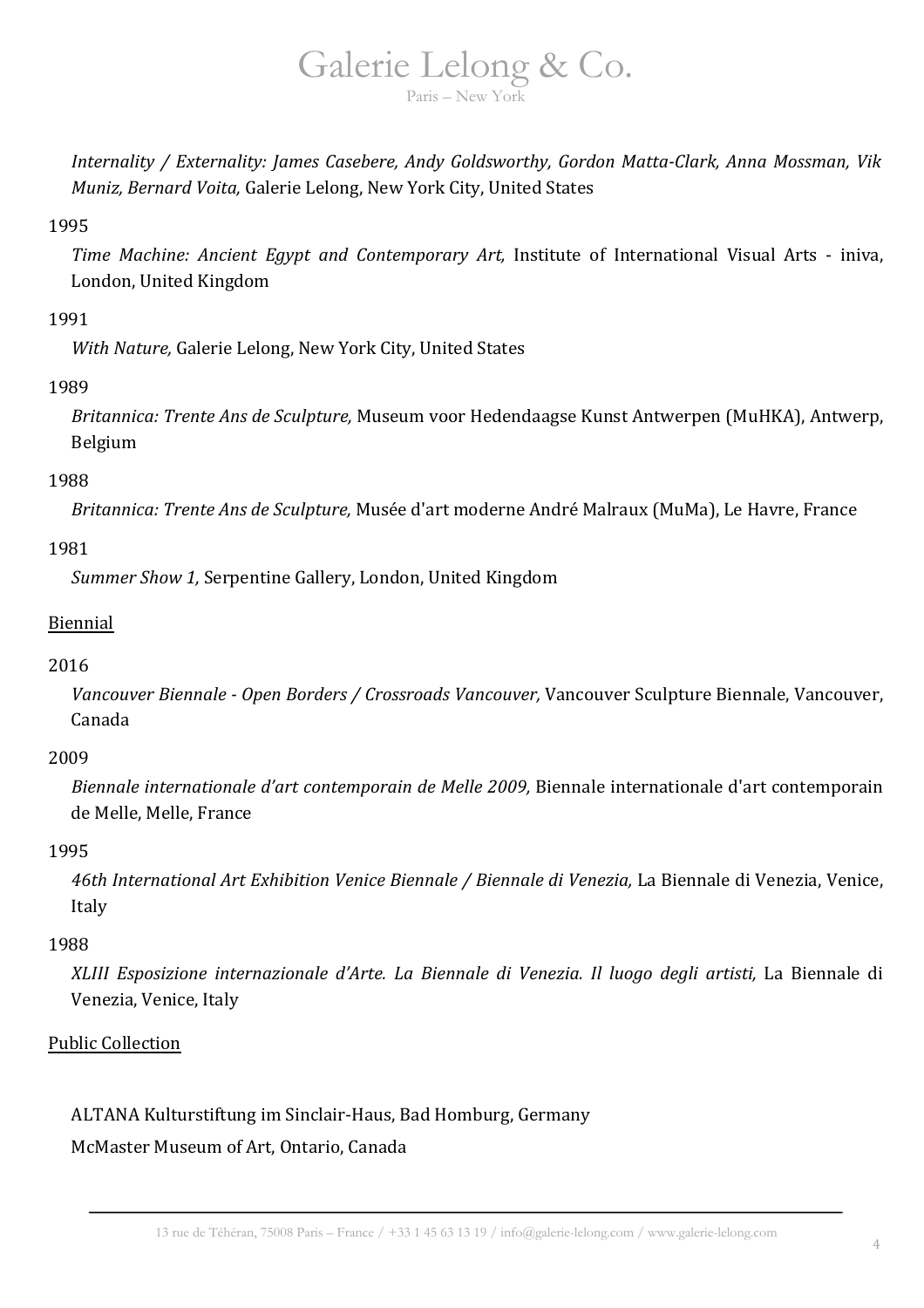*Internality / Externality: James Casebere, Andy Goldsworthy, Gordon Matta-Clark, Anna Mossman, Vik Muniz, Bernard Voita,* Galerie Lelong, New York City, United States

1995

*Time Machine: Ancient Egypt and Contemporary Art,* Institute of International Visual Arts - iniva, London, United Kingdom

1991

*With Nature,* Galerie Lelong, New York City, United States

1989

*Britannica: Trente Ans de Sculpture,* Museum voor Hedendaagse Kunst Antwerpen (MuHKA), Antwerp, Belgium

1988

*Britannica: Trente Ans de Sculpture,* Musée d'art moderne André Malraux (MuMa), Le Havre, France

1981

*Summer Show 1,* Serpentine Gallery, London, United Kingdom

<u>Biennial</u>

2016

*Vancouver Biennale - Open Borders / Crossroads Vancouver,* Vancouver Sculpture Biennale, Vancouver, Canada

2009

*Biennale internationale d'art contemporain de Melle 2009,* Biennale internationale d'art contemporain de Melle, Melle, France

1995

*46th International Art Exhibition Venice Biennale / Biennale di Venezia,* La Biennale di Venezia, Venice, Italy

1988

*XLIII Esposizione internazionale d'Arte. La Biennale di Venezia. Il luogo degli artisti,* La Biennale di Venezia, Venice, Italy

<u>Public Collection</u>

ALTANA Kulturstiftung im Sinclair-Haus, Bad Homburg, Germany

McMaster Museum of Art, Ontario, Canada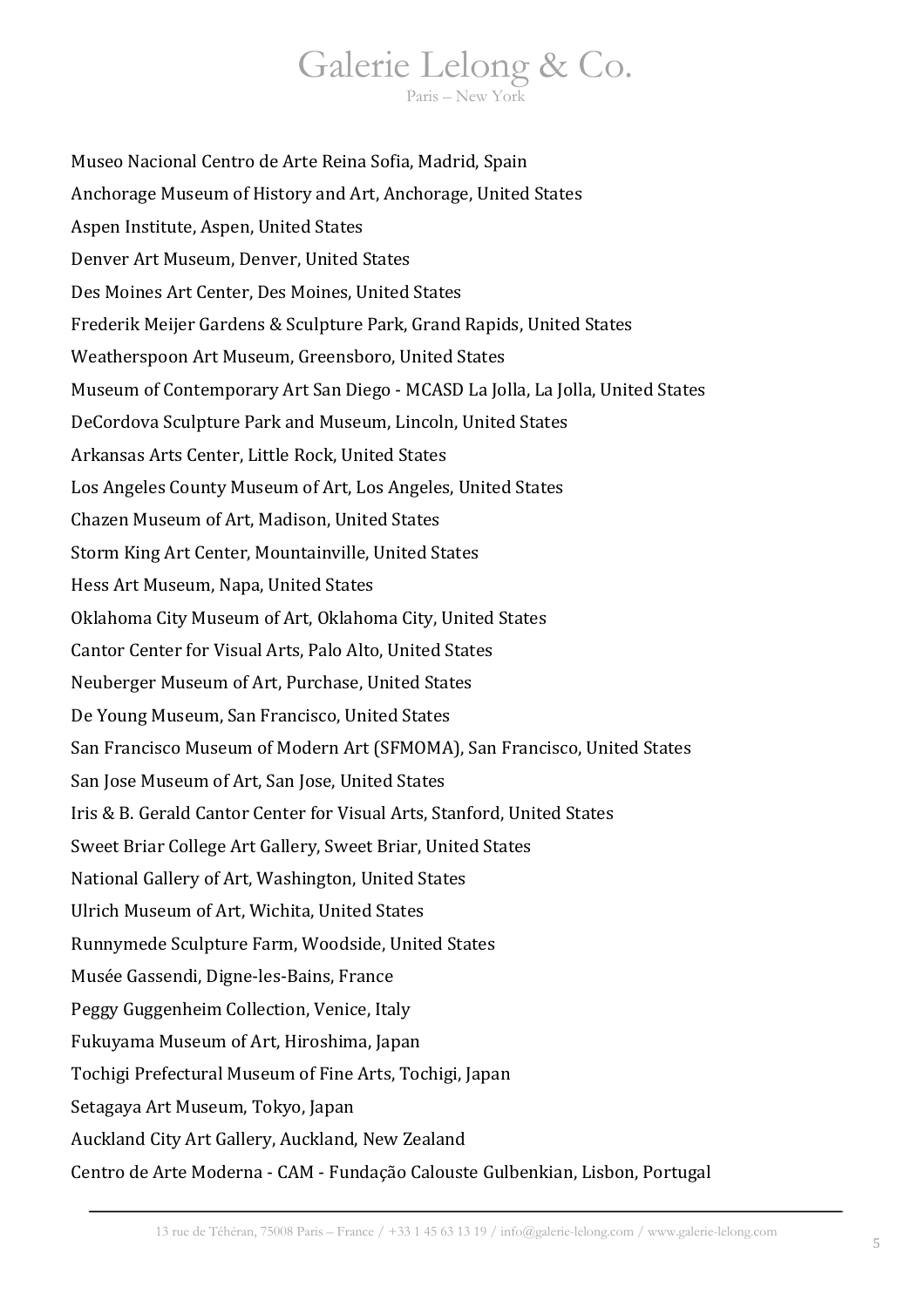Museo Nacional Centro de Arte Reina Sofia, Madrid, Spain

Anchorage Museum of History and Art, Anchorage, United States

Aspen Institute, Aspen, United States

Denver Art Museum, Denver, United States

Des Moines Art Center, Des Moines, United States

Frederik Meijer Gardens & Sculpture Park, Grand Rapids, United States

Weatherspoon Art Museum, Greensboro, United States

Museum of Contemporary Art San Diego - MCASD La Jolla, La Jolla, United States

DeCordova Sculpture Park and Museum, Lincoln, United States

Arkansas Arts Center, Little Rock, United States

Los Angeles County Museum of Art, Los Angeles, United States

Chazen Museum of Art, Madison, United States

Storm King Art Center, Mountainville, United States

Hess Art Museum, Napa, United States

Oklahoma City Museum of Art, Oklahoma City, United States

Cantor Center for Visual Arts, Palo Alto, United States

Neuberger Museum of Art, Purchase, United States

De Young Museum, San Francisco, United States

San Francisco Museum of Modern Art (SFMOMA), San Francisco, United States

San Jose Museum of Art, San Jose, United States

Iris & B. Gerald Cantor Center for Visual Arts, Stanford, United States

Sweet Briar College Art Gallery, Sweet Briar, United States

National Gallery of Art, Washington, United States

Ulrich Museum of Art, Wichita, United States

Runnymede Sculpture Farm, Woodside, United States

Musée Gassendi, Digne-les-Bains, France

Peggy Guggenheim Collection, Venice, Italy

Fukuyama Museum of Art, Hiroshima, Japan

Tochigi Prefectural Museum of Fine Arts, Tochigi, Japan

Setagaya Art Museum, Tokyo, Japan

Auckland City Art Gallery, Auckland, New Zealand

Centro de Arte Moderna - CAM - Fundação Calouste Gulbenkian, Lisbon, Portugal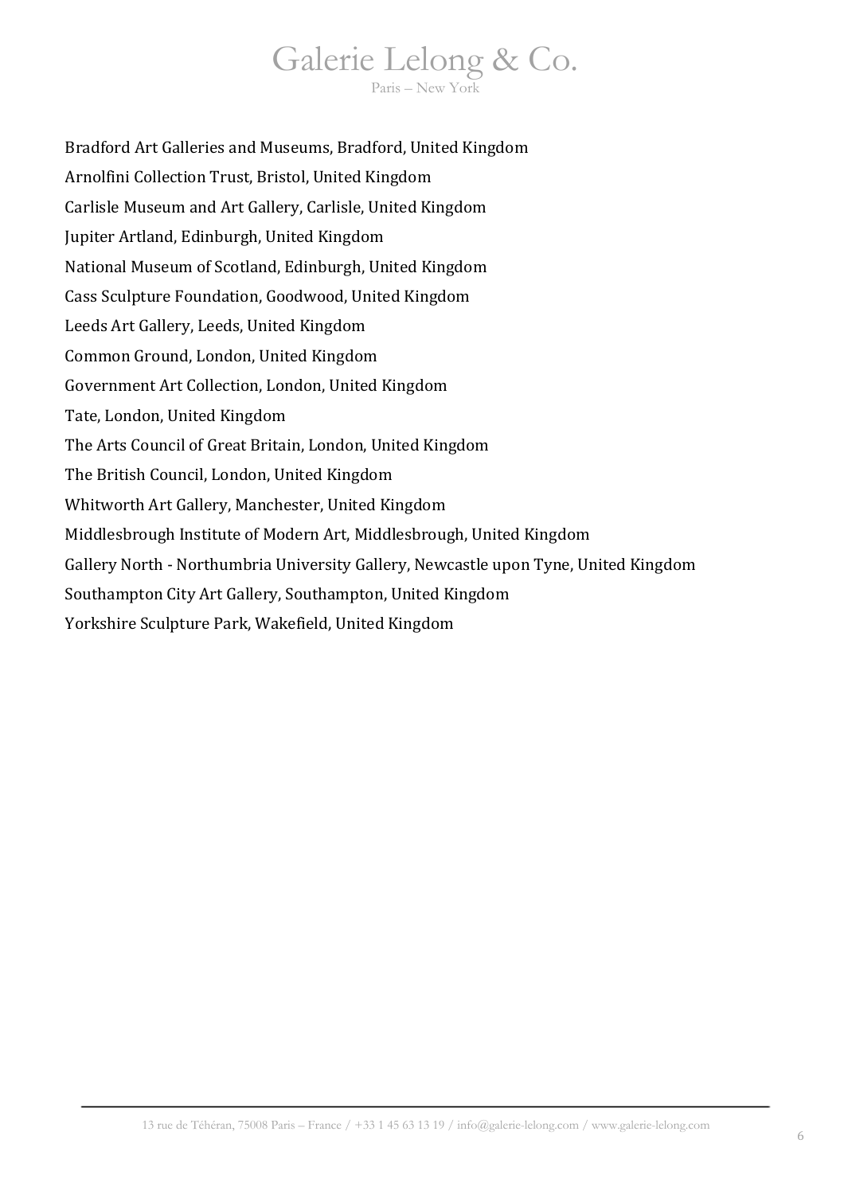Bradford Art Galleries and Museums, Bradford, United Kingdom

Arnolfini Collection Trust, Bristol, United Kingdom

Carlisle Museum and Art Gallery, Carlisle, United Kingdom

Jupiter Artland, Edinburgh, United Kingdom

National Museum of Scotland, Edinburgh, United Kingdom

Cass Sculpture Foundation, Goodwood, United Kingdom

Leeds Art Gallery, Leeds, United Kingdom

Common Ground, London, United Kingdom

Government Art Collection, London, United Kingdom

Tate, London, United Kingdom

The Arts Council of Great Britain, London, United Kingdom

The British Council, London, United Kingdom

Whitworth Art Gallery, Manchester, United Kingdom

Middlesbrough Institute of Modern Art, Middlesbrough, United Kingdom

Gallery North - Northumbria University Gallery, Newcastle upon Tyne, United Kingdom

Southampton City Art Gallery, Southampton, United Kingdom

Yorkshire Sculpture Park, Wakefield, United Kingdom